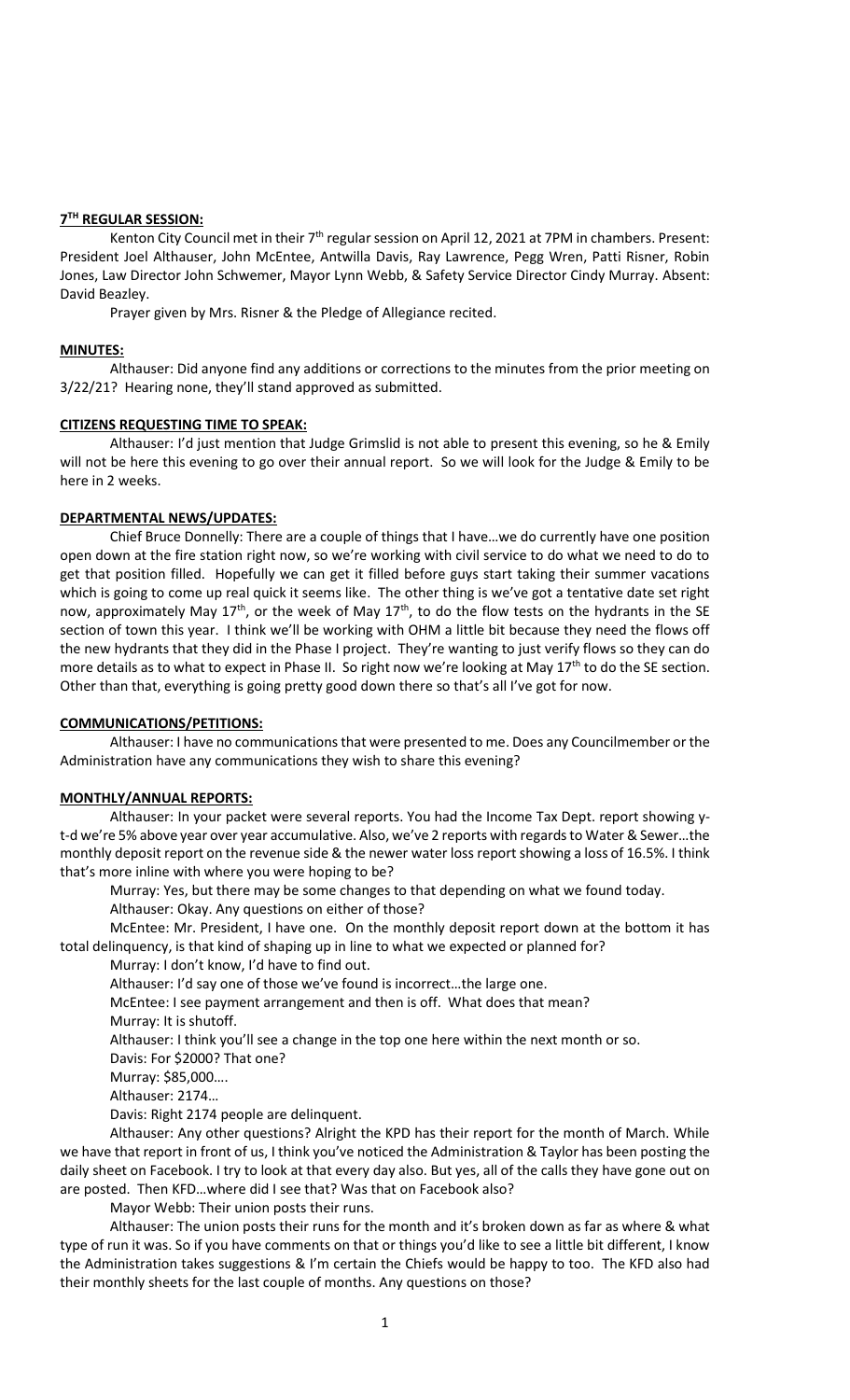## 7TH REGULAR SESSION:

Kenton City Council met in their 7th regular session on April 12, 2021 at 7PM in chambers. Present: President Joel Althauser, John McEntee, Antwilla Davis, Ray Lawrence, Pegg Wren, Patti Risner, Robin Jones, Law Director John Schwemer, Mayor Lynn Webb, & Safety Service Director Cindy Murray. Absent: David Beazley.

Prayer given by Mrs. Risner & the Pledge of Allegiance recited.

## MINUTES:

Althauser: Did anyone find any additions or corrections to the minutes from the prior meeting on 3/22/21? Hearing none, they'll stand approved as submitted.

## CITIZENS REQUESTING TIME TO SPEAK:

Althauser: I'd just mention that Judge Grimslid is not able to present this evening, so he & Emily will not be here this evening to go over their annual report. So we will look for the Judge & Emily to be here in 2 weeks.

## DEPARTMENTAL NEWS/UPDATES:

Chief Bruce Donnelly: There are a couple of things that I have…we do currently have one position open down at the fire station right now, so we're working with civil service to do what we need to do to get that position filled. Hopefully we can get it filled before guys start taking their summer vacations which is going to come up real quick it seems like. The other thing is we've got a tentative date set right now, approximately May 17th, or the week of May 17th, to do the flow tests on the hydrants in the SE section of town this year. I think we'll be working with OHM a little bit because they need the flows off the new hydrants that they did in the Phase I project. They're wanting to just verify flows so they can do more details as to what to expect in Phase II. So right now we're looking at May 17th to do the SE section. Other than that, everything is going pretty good down there so that's all I've got for now.

## COMMUNICATIONS/PETITIONS:

Althauser: I have no communications that were presented to me. Does any Councilmember or the Administration have any communications they wish to share this evening?

## MONTHLY/ANNUAL REPORTS:

Althauser: In your packet were several reports. You had the Income Tax Dept. report showing y-t-d we're 5% above year over year accumulative. Also, we've 2 reports with regards to Water & Sewer…the monthly deposit report on the revenue side & the newer water loss report showing a loss of 16.5%. I think that's more inline with where you were hoping to be?

Murray: Yes, but there may be some changes to that depending on what we found today.

Althauser: Okay. Any questions on either of those?

McEntee: Mr. President, I have one. On the monthly deposit report down at the bottom it has total delinquency, is that kind of shaping up in line to what we expected or planned for?

Murray: I don't know, I'd have to find out.

Althauser: I'd say one of those we've found is incorrect…the large one.

McEntee: I see payment arrangement and then is off. What does that mean?

Murray: It is shutoff.

Althauser: I think you'll see a change in the top one here within the next month or so.

Davis: For $2000? That one?

Murray: $85,000….

Althauser: 2174…

Davis: Right 2174 people are delinquent.

Althauser: Any other questions? Alright the KPD has their report for the month of March. While we have that report in front of us, I think you've noticed the Administration & Taylor has been posting the daily sheet on Facebook. I try to look at that every day also. But yes, all of the calls they have gone out on are posted. Then KFD…where did I see that? Was that on Facebook also?

Mayor Webb: Their union posts their runs.

Althauser: The union posts their runs for the month and it's broken down as far as where & what type of run it was. So if you have comments on that or things you'd like to see a little bit different, I know the Administration takes suggestions & I'm certain the Chiefs would be happy to too. The KFD also had their monthly sheets for the last couple of months. Any questions on those?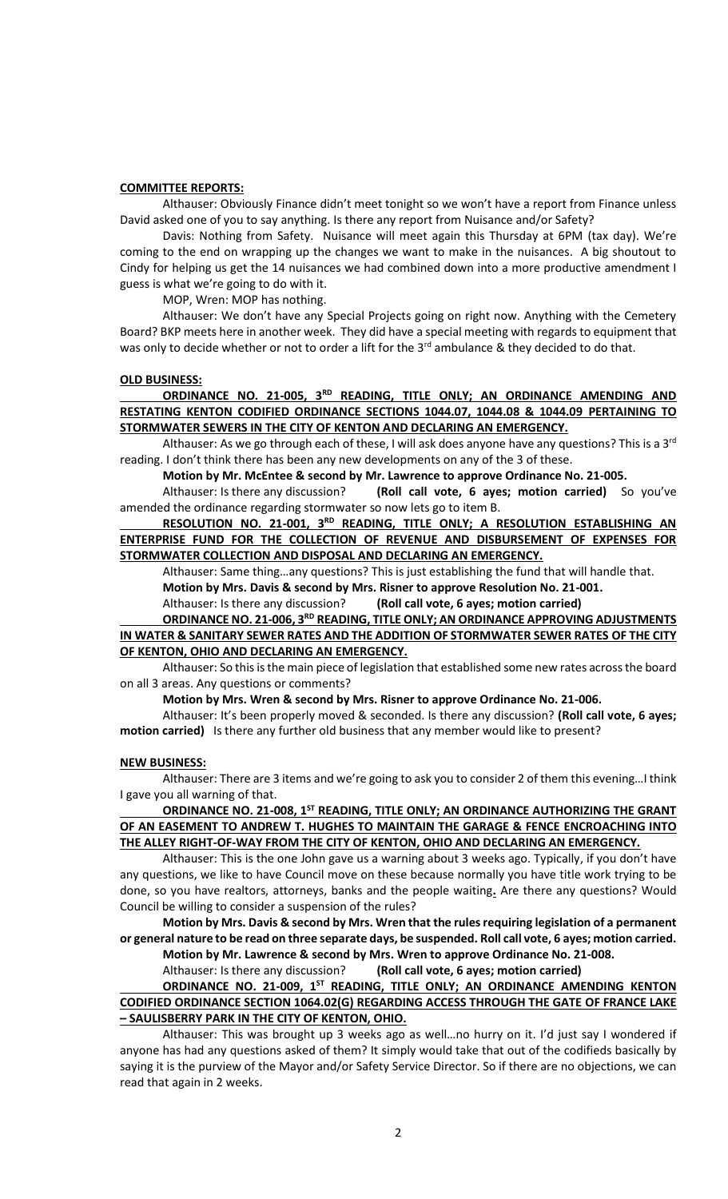**COMMITTEE REPORTS:**

Althauser: Obviously Finance didn't meet tonight so we won't have a report from Finance unless David asked one of you to say anything. Is there any report from Nuisance and/or Safety?

Davis: Nothing from Safety. Nuisance will meet again this Thursday at 6PM (tax day). We're coming to the end on wrapping up the changes we want to make in the nuisances. A big shoutout to Cindy for helping us get the 14 nuisances we had combined down into a more productive amendment I guess is what we're going to do with it.

MOP, Wren: MOP has nothing.

Althauser: We don't have any Special Projects going on right now. Anything with the Cemetery Board? BKP meets here in another week. They did have a special meeting with regards to equipment that was only to decide whether or not to order a lift for the 3rd ambulance & they decided to do that.

**OLD BUSINESS:**

**ORDINANCE NO. 21-005, 3RD READING, TITLE ONLY; AN ORDINANCE AMENDING AND RESTATING KENTON CODIFIED ORDINANCE SECTIONS 1044.07, 1044.08 & 1044.09 PERTAINING TO STORMWATER SEWERS IN THE CITY OF KENTON AND DECLARING AN EMERGENCY.**

Althauser: As we go through each of these, I will ask does anyone have any questions? This is a 3rd reading. I don't think there has been any new developments on any of the 3 of these.

**Motion by Mr. McEntee & second by Mr. Lawrence to approve Ordinance No. 21-005.**

Althauser: Is there any discussion? **(Roll call vote, 6 ayes; motion carried)** So you've amended the ordinance regarding stormwater so now lets go to item B.

**RESOLUTION NO. 21-001, 3RD READING, TITLE ONLY; A RESOLUTION ESTABLISHING AN ENTERPRISE FUND FOR THE COLLECTION OF REVENUE AND DISBURSEMENT OF EXPENSES FOR STORMWATER COLLECTION AND DISPOSAL AND DECLARING AN EMERGENCY.**

Althauser: Same thing…any questions? This is just establishing the fund that will handle that.

**Motion by Mrs. Davis & second by Mrs. Risner to approve Resolution No. 21-001.**

Althauser: Is there any discussion? **(Roll call vote, 6 ayes; motion carried)**

**ORDINANCE NO. 21-006, 3RD READING, TITLE ONLY; AN ORDINANCE APPROVING ADJUSTMENTS IN WATER & SANITARY SEWER RATES AND THE ADDITION OF STORMWATER SEWER RATES OF THE CITY OF KENTON, OHIO AND DECLARING AN EMERGENCY.**

Althauser: So this is the main piece of legislation that established some new rates across the board on all 3 areas. Any questions or comments?

**Motion by Mrs. Wren & second by Mrs. Risner to approve Ordinance No. 21-006.**

Althauser: It's been properly moved & seconded. Is there any discussion? **(Roll call vote, 6 ayes; motion carried)** Is there any further old business that any member would like to present?

**NEW BUSINESS:**

Althauser: There are 3 items and we're going to ask you to consider 2 of them this evening…I think I gave you all warning of that.

**ORDINANCE NO. 21-008, 1ST READING, TITLE ONLY; AN ORDINANCE AUTHORIZING THE GRANT OF AN EASEMENT TO ANDREW T. HUGHES TO MAINTAIN THE GARAGE & FENCE ENCROACHING INTO THE ALLEY RIGHT-OF-WAY FROM THE CITY OF KENTON, OHIO AND DECLARING AN EMERGENCY.**

Althauser: This is the one John gave us a warning about 3 weeks ago. Typically, if you don't have any questions, we like to have Council move on these because normally you have title work trying to be done, so you have realtors, attorneys, banks and the people waiting**.** Are there any questions? Would Council be willing to consider a suspension of the rules?

**Motion by Mrs. Davis & second by Mrs. Wren that the rules requiring legislation of a permanent or general nature to be read on three separate days, be suspended. Roll call vote, 6 ayes; motion carried.**

**Motion by Mr. Lawrence & second by Mrs. Wren to approve Ordinance No. 21-008.**

Althauser: Is there any discussion? **(Roll call vote, 6 ayes; motion carried)**

**ORDINANCE NO. 21-009, 1ST READING, TITLE ONLY; AN ORDINANCE AMENDING KENTON CODIFIED ORDINANCE SECTION 1064.02(G) REGARDING ACCESS THROUGH THE GATE OF FRANCE LAKE – SAULISBERRY PARK IN THE CITY OF KENTON, OHIO.**

Althauser: This was brought up 3 weeks ago as well…no hurry on it. I'd just say I wondered if anyone has had any questions asked of them? It simply would take that out of the codifieds basically by saying it is the purview of the Mayor and/or Safety Service Director. So if there are no objections, we can read that again in 2 weeks.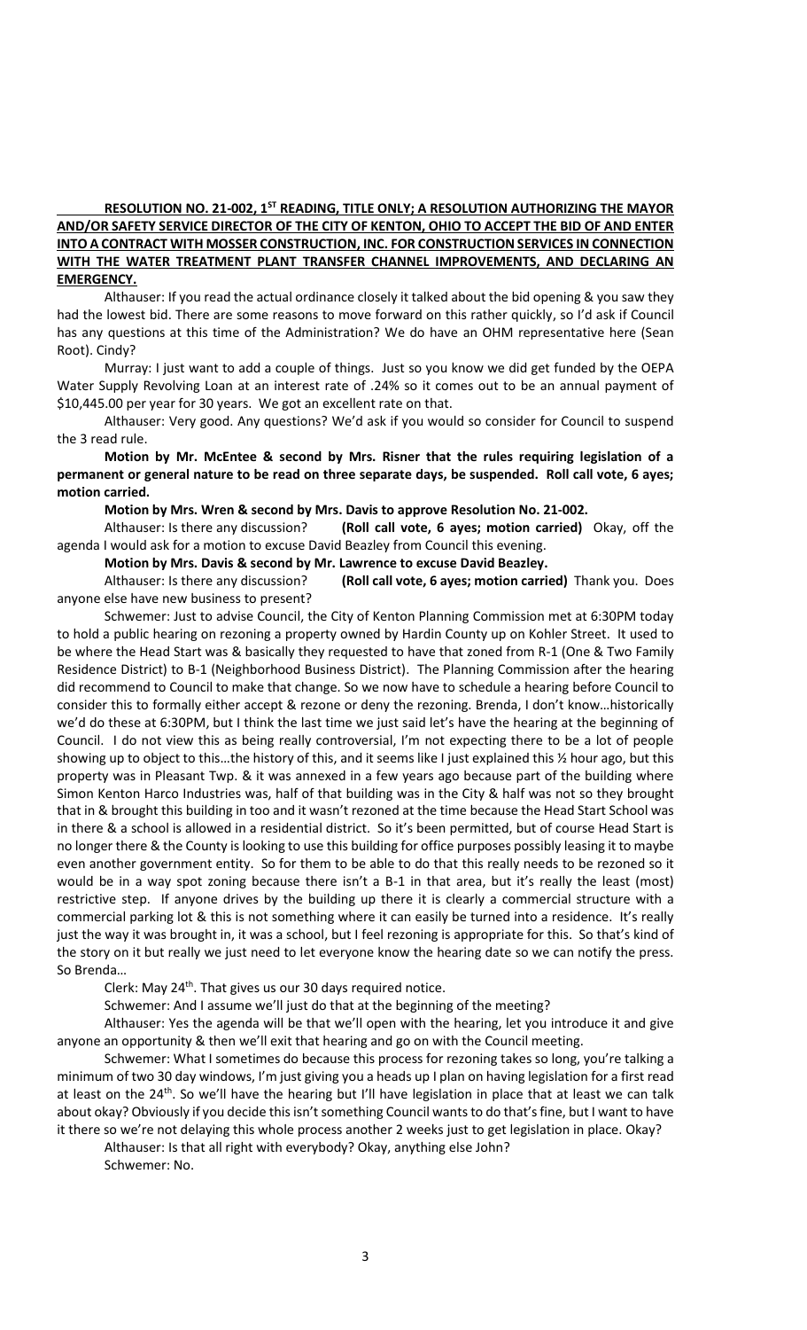**RESOLUTION NO. 21-002, 1ST READING, TITLE ONLY; A RESOLUTION AUTHORIZING THE MAYOR AND/OR SAFETY SERVICE DIRECTOR OF THE CITY OF KENTON, OHIO TO ACCEPT THE BID OF AND ENTER INTO A CONTRACT WITH MOSSER CONSTRUCTION, INC. FOR CONSTRUCTION SERVICES IN CONNECTION WITH THE WATER TREATMENT PLANT TRANSFER CHANNEL IMPROVEMENTS, AND DECLARING AN EMERGENCY.**

Althauser: If you read the actual ordinance closely it talked about the bid opening & you saw they had the lowest bid. There are some reasons to move forward on this rather quickly, so I'd ask if Council has any questions at this time of the Administration? We do have an OHM representative here (Sean Root). Cindy?

Murray: I just want to add a couple of things. Just so you know we did get funded by the OEPA Water Supply Revolving Loan at an interest rate of .24% so it comes out to be an annual payment of $10,445.00 per year for 30 years. We got an excellent rate on that.

Althauser: Very good. Any questions? We'd ask if you would so consider for Council to suspend the 3 read rule.

**Motion by Mr. McEntee & second by Mrs. Risner that the rules requiring legislation of a permanent or general nature to be read on three separate days, be suspended. Roll call vote, 6 ayes; motion carried.**

**Motion by Mrs. Wren & second by Mrs. Davis to approve Resolution No. 21-002.**

Althauser: Is there any discussion? **(Roll call vote, 6 ayes; motion carried)** Okay, off the agenda I would ask for a motion to excuse David Beazley from Council this evening.

**Motion by Mrs. Davis & second by Mr. Lawrence to excuse David Beazley.**

Althauser: Is there any discussion? **(Roll call vote, 6 ayes; motion carried)** Thank you. Does anyone else have new business to present?

Schwemer: Just to advise Council, the City of Kenton Planning Commission met at 6:30PM today to hold a public hearing on rezoning a property owned by Hardin County up on Kohler Street. It used to be where the Head Start was & basically they requested to have that zoned from R-1 (One & Two Family Residence District) to B-1 (Neighborhood Business District). The Planning Commission after the hearing did recommend to Council to make that change. So we now have to schedule a hearing before Council to consider this to formally either accept & rezone or deny the rezoning. Brenda, I don't know…historically we'd do these at 6:30PM, but I think the last time we just said let's have the hearing at the beginning of Council. I do not view this as being really controversial, I'm not expecting there to be a lot of people showing up to object to this…the history of this, and it seems like I just explained this ½ hour ago, but this property was in Pleasant Twp. & it was annexed in a few years ago because part of the building where Simon Kenton Harco Industries was, half of that building was in the City & half was not so they brought that in & brought this building in too and it wasn't rezoned at the time because the Head Start School was in there & a school is allowed in a residential district. So it's been permitted, but of course Head Start is no longer there & the County is looking to use this building for office purposes possibly leasing it to maybe even another government entity. So for them to be able to do that this really needs to be rezoned so it would be in a way spot zoning because there isn't a B-1 in that area, but it's really the least (most) restrictive step. If anyone drives by the building up there it is clearly a commercial structure with a commercial parking lot & this is not something where it can easily be turned into a residence. It's really just the way it was brought in, it was a school, but I feel rezoning is appropriate for this. So that's kind of the story on it but really we just need to let everyone know the hearing date so we can notify the press. So Brenda…

Clerk: May 24th. That gives us our 30 days required notice.

Schwemer: And I assume we'll just do that at the beginning of the meeting?

Althauser: Yes the agenda will be that we'll open with the hearing, let you introduce it and give anyone an opportunity & then we'll exit that hearing and go on with the Council meeting.

Schwemer: What I sometimes do because this process for rezoning takes so long, you're talking a minimum of two 30 day windows, I'm just giving you a heads up I plan on having legislation for a first read at least on the 24th. So we'll have the hearing but I'll have legislation in place that at least we can talk about okay? Obviously if you decide this isn't something Council wants to do that's fine, but I want to have it there so we're not delaying this whole process another 2 weeks just to get legislation in place. Okay?

Althauser: Is that all right with everybody? Okay, anything else John?

Schwemer: No.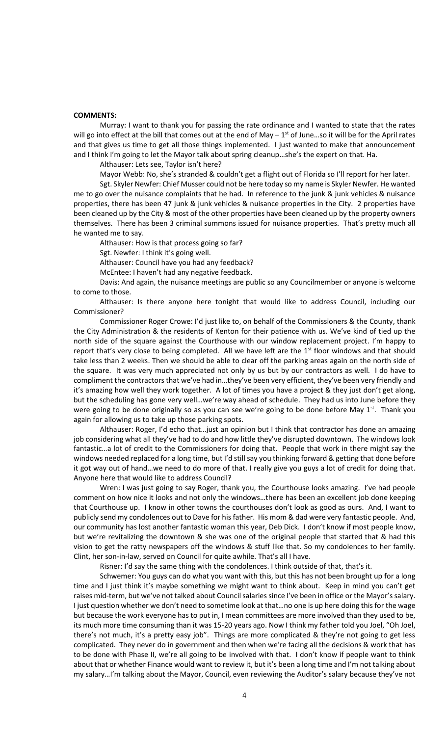**COMMENTS:**

Murray: I want to thank you for passing the rate ordinance and I wanted to state that the rates will go into effect at the bill that comes out at the end of May – 1st of June…so it will be for the April rates and that gives us time to get all those things implemented. I just wanted to make that announcement and I think I'm going to let the Mayor talk about spring cleanup…she's the expert on that. Ha.

Althauser: Lets see, Taylor isn't here?

Mayor Webb: No, she's stranded & couldn't get a flight out of Florida so I'll report for her later.

Sgt. Skyler Newfer: Chief Musser could not be here today so my name is Skyler Newfer. He wanted me to go over the nuisance complaints that he had. In reference to the junk & junk vehicles & nuisance properties, there has been 47 junk & junk vehicles & nuisance properties in the City. 2 properties have been cleaned up by the City & most of the other properties have been cleaned up by the property owners themselves. There has been 3 criminal summons issued for nuisance properties. That's pretty much all he wanted me to say.

Althauser: How is that process going so far?

Sgt. Newfer: I think it's going well.

Althauser: Council have you had any feedback?

McEntee: I haven't had any negative feedback.

Davis: And again, the nuisance meetings are public so any Councilmember or anyone is welcome to come to those.

Althauser: Is there anyone here tonight that would like to address Council, including our Commissioner?

Commissioner Roger Crowe: I'd just like to, on behalf of the Commissioners & the County, thank the City Administration & the residents of Kenton for their patience with us. We've kind of tied up the north side of the square against the Courthouse with our window replacement project. I'm happy to report that's very close to being completed. All we have left are the 1st floor windows and that should take less than 2 weeks. Then we should be able to clear off the parking areas again on the north side of the square. It was very much appreciated not only by us but by our contractors as well. I do have to compliment the contractors that we've had in…they've been very efficient, they've been very friendly and it's amazing how well they work together. A lot of times you have a project & they just don't get along, but the scheduling has gone very well…we're way ahead of schedule. They had us into June before they were going to be done originally so as you can see we're going to be done before May 1st. Thank you again for allowing us to take up those parking spots.

Althauser: Roger, I'd echo that…just an opinion but I think that contractor has done an amazing job considering what all they've had to do and how little they've disrupted downtown. The windows look fantastic…a lot of credit to the Commissioners for doing that. People that work in there might say the windows needed replaced for a long time, but I'd still say you thinking forward & getting that done before it got way out of hand…we need to do more of that. I really give you guys a lot of credit for doing that. Anyone here that would like to address Council?

Wren: I was just going to say Roger, thank you, the Courthouse looks amazing. I've had people comment on how nice it looks and not only the windows…there has been an excellent job done keeping that Courthouse up. I know in other towns the courthouses don't look as good as ours. And, I want to publicly send my condolences out to Dave for his father. His mom & dad were very fantastic people. And, our community has lost another fantastic woman this year, Deb Dick. I don't know if most people know, but we're revitalizing the downtown & she was one of the original people that started that & had this vision to get the ratty newspapers off the windows & stuff like that. So my condolences to her family. Clint, her son-in-law, served on Council for quite awhile. That's all I have.

Risner: I'd say the same thing with the condolences. I think outside of that, that's it.

Schwemer: You guys can do what you want with this, but this has not been brought up for a long time and I just think it's maybe something we might want to think about. Keep in mind you can't get raises mid-term, but we've not talked about Council salaries since I've been in office or the Mayor's salary. I just question whether we don't need to sometime look at that…no one is up here doing this for the wage but because the work everyone has to put in, I mean committees are more involved than they used to be, its much more time consuming than it was 15-20 years ago. Now I think my father told you Joel, "Oh Joel, there's not much, it's a pretty easy job". Things are more complicated & they're not going to get less complicated. They never do in government and then when we're facing all the decisions & work that has to be done with Phase II, we're all going to be involved with that. I don't know if people want to think about that or whether Finance would want to review it, but it's been a long time and I'm not talking about my salary…I'm talking about the Mayor, Council, even reviewing the Auditor's salary because they've not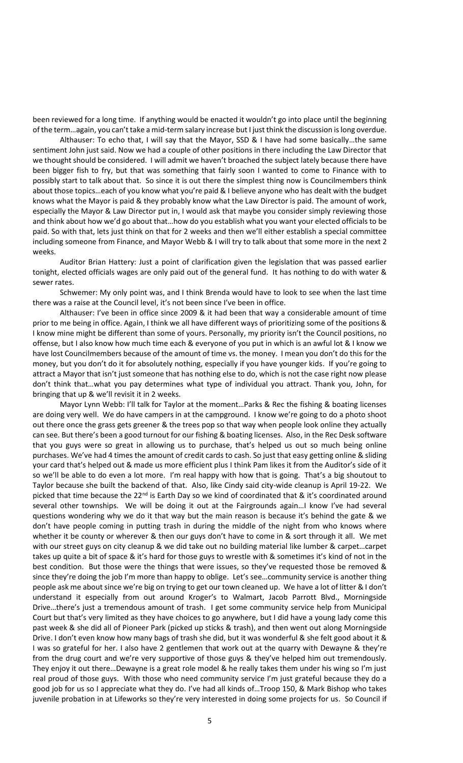been reviewed for a long time. If anything would be enacted it wouldn't go into place until the beginning of the term…again, you can't take a mid-term salary increase but I just think the discussion is long overdue.

Althauser: To echo that, I will say that the Mayor, SSD & I have had some basically…the same sentiment John just said. Now we had a couple of other positions in there including the Law Director that we thought should be considered. I will admit we haven't broached the subject lately because there have been bigger fish to fry, but that was something that fairly soon I wanted to come to Finance with to possibly start to talk about that. So since it is out there the simplest thing now is Councilmembers think about those topics…each of you know what you're paid & I believe anyone who has dealt with the budget knows what the Mayor is paid & they probably know what the Law Director is paid. The amount of work, especially the Mayor & Law Director put in, I would ask that maybe you consider simply reviewing those and think about how we'd go about that…how do you establish what you want your elected officials to be paid. So with that, lets just think on that for 2 weeks and then we'll either establish a special committee including someone from Finance, and Mayor Webb & I will try to talk about that some more in the next 2 weeks.

Auditor Brian Hattery: Just a point of clarification given the legislation that was passed earlier tonight, elected officials wages are only paid out of the general fund. It has nothing to do with water & sewer rates.

Schwemer: My only point was, and I think Brenda would have to look to see when the last time there was a raise at the Council level, it's not been since I've been in office.

Althauser: I've been in office since 2009 & it had been that way a considerable amount of time prior to me being in office. Again, I think we all have different ways of prioritizing some of the positions & I know mine might be different than some of yours. Personally, my priority isn't the Council positions, no offense, but I also know how much time each & everyone of you put in which is an awful lot & I know we have lost Councilmembers because of the amount of time vs. the money. I mean you don't do this for the money, but you don't do it for absolutely nothing, especially if you have younger kids. If you're going to attract a Mayor that isn't just someone that has nothing else to do, which is not the case right now please don't think that…what you pay determines what type of individual you attract. Thank you, John, for bringing that up & we'll revisit it in 2 weeks.

Mayor Lynn Webb: I'll talk for Taylor at the moment…Parks & Rec the fishing & boating licenses are doing very well. We do have campers in at the campground. I know we're going to do a photo shoot out there once the grass gets greener & the trees pop so that way when people look online they actually can see. But there's been a good turnout for our fishing & boating licenses. Also, in the Rec Desk software that you guys were so great in allowing us to purchase, that's helped us out so much being online purchases. We've had 4 times the amount of credit cards to cash. So just that easy getting online & sliding your card that's helped out & made us more efficient plus I think Pam likes it from the Auditor's side of it so we'll be able to do even a lot more. I'm real happy with how that is going. That's a big shoutout to Taylor because she built the backend of that. Also, like Cindy said city-wide cleanup is April 19-22. We picked that time because the 22nd is Earth Day so we kind of coordinated that & it's coordinated around several other townships. We will be doing it out at the Fairgrounds again…I know I've had several questions wondering why we do it that way but the main reason is because it's behind the gate & we don't have people coming in putting trash in during the middle of the night from who knows where whether it be county or wherever & then our guys don't have to come in & sort through it all. We met with our street guys on city cleanup & we did take out no building material like lumber & carpet…carpet takes up quite a bit of space & it's hard for those guys to wrestle with & sometimes it's kind of not in the best condition. But those were the things that were issues, so they've requested those be removed & since they're doing the job I'm more than happy to oblige. Let's see…community service is another thing people ask me about since we're big on trying to get our town cleaned up. We have a lot of litter & I don't understand it especially from out around Kroger's to Walmart, Jacob Parrott Blvd., Morningside Drive…there's just a tremendous amount of trash. I get some community service help from Municipal Court but that's very limited as they have choices to go anywhere, but I did have a young lady come this past week & she did all of Pioneer Park (picked up sticks & trash), and then went out along Morningside Drive. I don't even know how many bags of trash she did, but it was wonderful & she felt good about it & I was so grateful for her. I also have 2 gentlemen that work out at the quarry with Dewayne & they're from the drug court and we're very supportive of those guys & they've helped him out tremendously. They enjoy it out there…Dewayne is a great role model & he really takes them under his wing so I'm just real proud of those guys. With those who need community service I'm just grateful because they do a good job for us so I appreciate what they do. I've had all kinds of…Troop 150, & Mark Bishop who takes juvenile probation in at Lifeworks so they're very interested in doing some projects for us. So Council if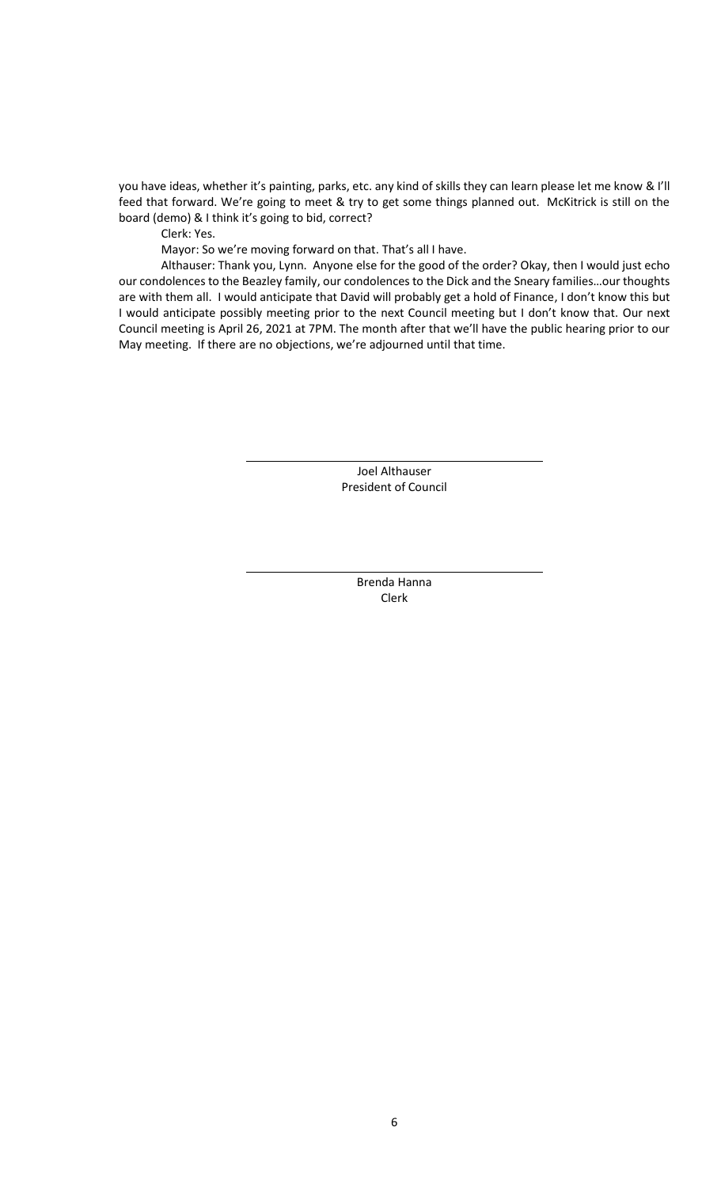you have ideas, whether it's painting, parks, etc. any kind of skills they can learn please let me know & I'll feed that forward. We're going to meet & try to get some things planned out. McKitrick is still on the board (demo) & I think it's going to bid, correct?

Clerk: Yes.

Mayor: So we're moving forward on that. That's all I have.

Althauser: Thank you, Lynn. Anyone else for the good of the order? Okay, then I would just echo our condolences to the Beazley family, our condolences to the Dick and the Sneary families…our thoughts are with them all. I would anticipate that David will probably get a hold of Finance, I don't know this but I would anticipate possibly meeting prior to the next Council meeting but I don't know that. Our next Council meeting is April 26, 2021 at 7PM. The month after that we'll have the public hearing prior to our May meeting. If there are no objections, we're adjourned until that time.

Joel Althauser
President of Council

Brenda Hanna
Clerk